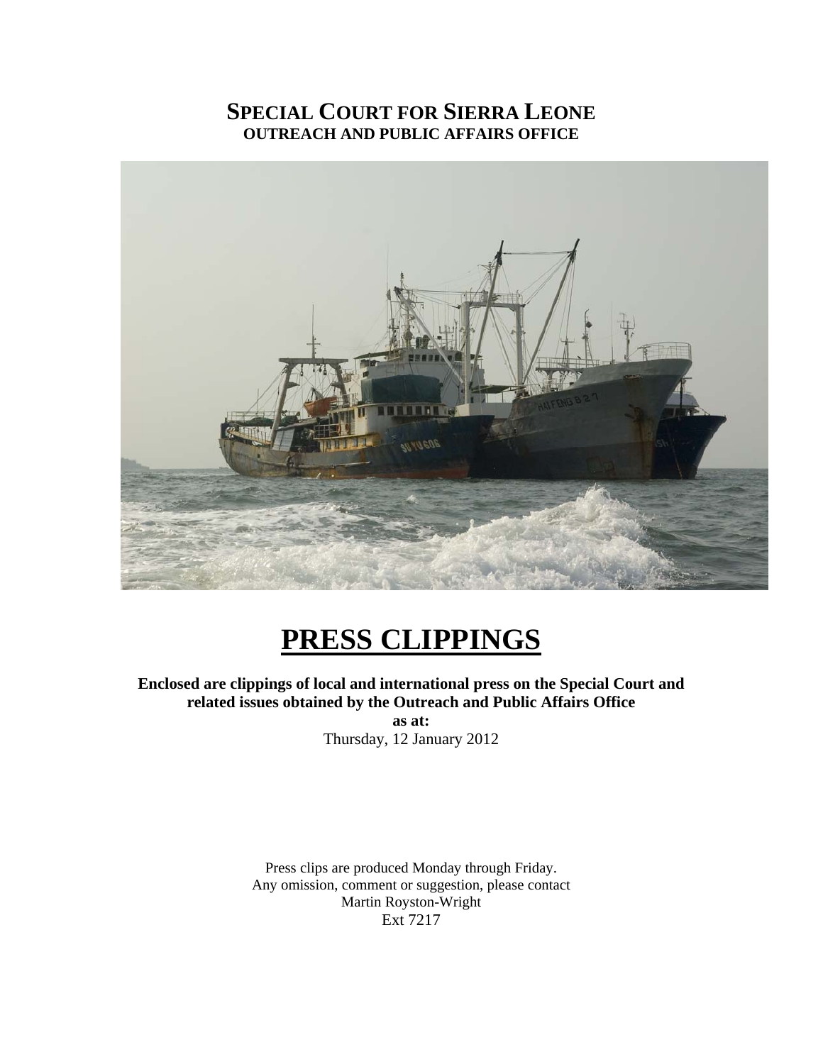# SPECIAL COURT FOR SIERRA LEONE

**OUTREACH AND PUBLIC AFFAIRS OFFICE**

# PRESS CLIPPINGS

**Enclosed are clippings of local and international press on the Special Court and related issues obtained by the Outreach and Public Affairs Office**

**as at:**

Thursday, 12 January 2012

Press clips are produced Monday through Friday.
Any omission, comment or suggestion, please contact
Martin Royston-Wright
Ext 7217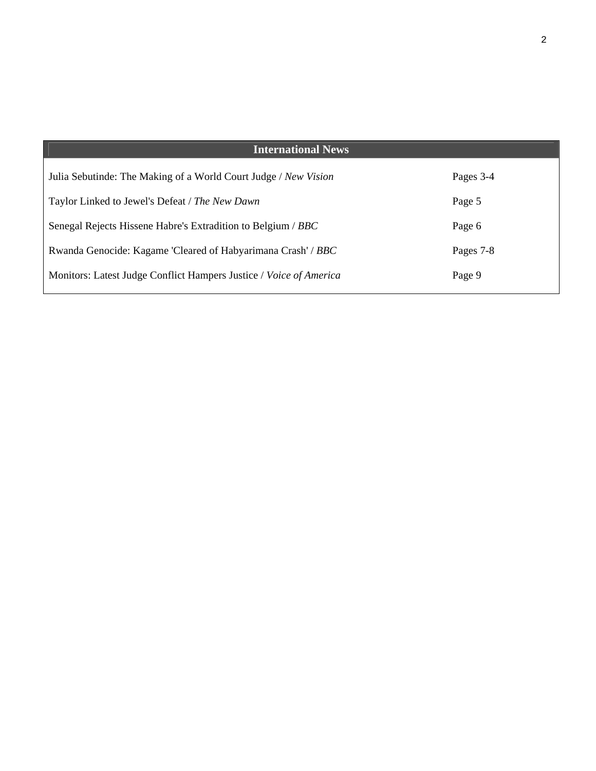| International News | |
|---|---|
| Julia Sebutinde: The Making of a World Court Judge / *New Vision* | Pages 3-4 |
| Taylor Linked to Jewel's Defeat / *The New Dawn* | Page 5 |
| Senegal Rejects Hissene Habre's Extradition to Belgium / *BBC* | Page 6 |
| Rwanda Genocide: Kagame 'Cleared of Habyarimana Crash' / *BBC* | Pages 7-8 |
| Monitors: Latest Judge Conflict Hampers Justice / *Voice of America* | Page 9 |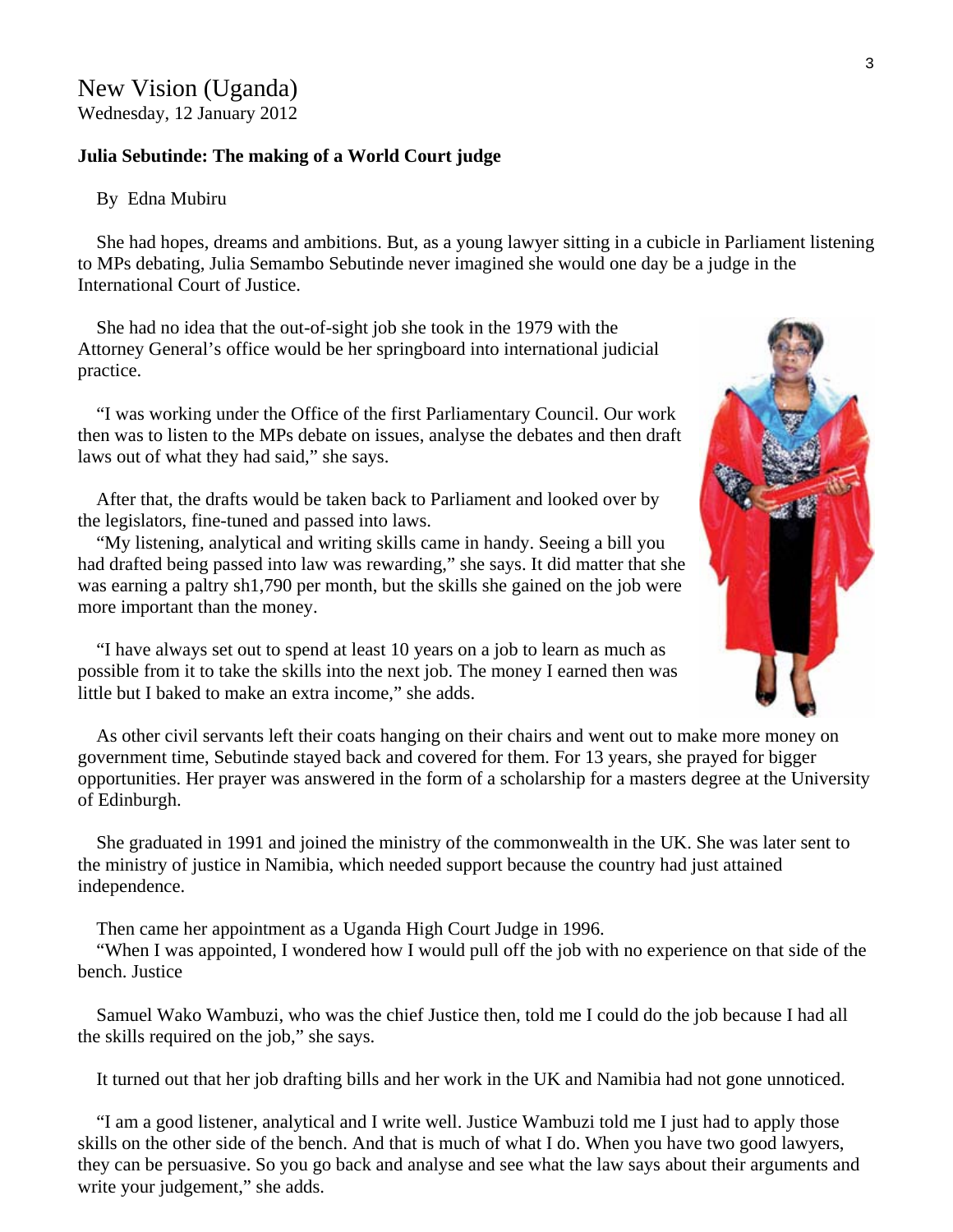New Vision (Uganda)
Wednesday, 12 January 2012

**Julia Sebutinde: The making of a World Court judge**

By Edna Mubiru

She had hopes, dreams and ambitions. But, as a young lawyer sitting in a cubicle in Parliament listening to MPs debating, Julia Semambo Sebutinde never imagined she would one day be a judge in the International Court of Justice.

She had no idea that the out-of-sight job she took in the 1979 with the Attorney General's office would be her springboard into international judicial practice.

"I was working under the Office of the first Parliamentary Council. Our work then was to listen to the MPs debate on issues, analyse the debates and then draft laws out of what they had said," she says.

After that, the drafts would be taken back to Parliament and looked over by the legislators, fine-tuned and passed into laws.

"My listening, analytical and writing skills came in handy. Seeing a bill you had drafted being passed into law was rewarding," she says. It did matter that she was earning a paltry sh1,790 per month, but the skills she gained on the job were more important than the money.

"I have always set out to spend at least 10 years on a job to learn as much as possible from it to take the skills into the next job. The money I earned then was little but I baked to make an extra income," she adds.

As other civil servants left their coats hanging on their chairs and went out to make more money on government time, Sebutinde stayed back and covered for them. For 13 years, she prayed for bigger opportunities. Her prayer was answered in the form of a scholarship for a masters degree at the University of Edinburgh.

She graduated in 1991 and joined the ministry of the commonwealth in the UK. She was later sent to the ministry of justice in Namibia, which needed support because the country had just attained independence.

Then came her appointment as a Uganda High Court Judge in 1996.

"When I was appointed, I wondered how I would pull off the job with no experience on that side of the bench. Justice

Samuel Wako Wambuzi, who was the chief Justice then, told me I could do the job because I had all the skills required on the job," she says.

It turned out that her job drafting bills and her work in the UK and Namibia had not gone unnoticed.

"I am a good listener, analytical and I write well. Justice Wambuzi told me I just had to apply those skills on the other side of the bench. And that is much of what I do. When you have two good lawyers, they can be persuasive. So you go back and analyse and see what the law says about their arguments and write your judgement," she adds.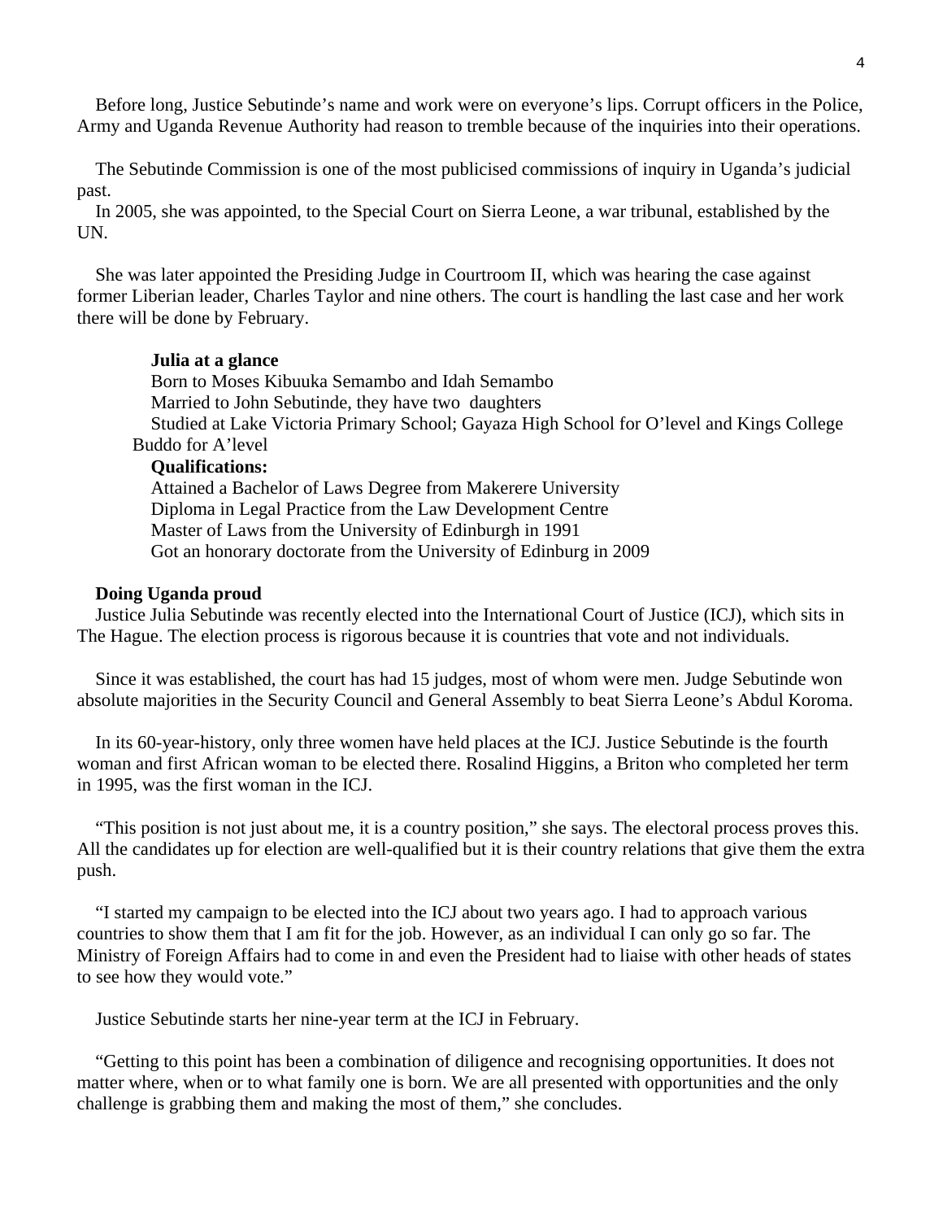Before long, Justice Sebutinde's name and work were on everyone's lips. Corrupt officers in the Police, Army and Uganda Revenue Authority had reason to tremble because of the inquiries into their operations.

The Sebutinde Commission is one of the most publicised commissions of inquiry in Uganda's judicial past.

In 2005, she was appointed, to the Special Court on Sierra Leone, a war tribunal, established by the UN.

She was later appointed the Presiding Judge in Courtroom II, which was hearing the case against former Liberian leader, Charles Taylor and nine others. The court is handling the last case and her work there will be done by February.

**Julia at a glance**

Born to Moses Kibuuka Semambo and Idah Semambo
Married to John Sebutinde, they have two daughters
Studied at Lake Victoria Primary School; Gayaza High School for O'level and Kings College Buddo for A'level

**Qualifications:**

Attained a Bachelor of Laws Degree from Makerere University
Diploma in Legal Practice from the Law Development Centre
Master of Laws from the University of Edinburgh in 1991
Got an honorary doctorate from the University of Edinburg in 2009

**Doing Uganda proud**

Justice Julia Sebutinde was recently elected into the International Court of Justice (ICJ), which sits in The Hague. The election process is rigorous because it is countries that vote and not individuals.

Since it was established, the court has had 15 judges, most of whom were men. Judge Sebutinde won absolute majorities in the Security Council and General Assembly to beat Sierra Leone's Abdul Koroma.

In its 60-year-history, only three women have held places at the ICJ. Justice Sebutinde is the fourth woman and first African woman to be elected there. Rosalind Higgins, a Briton who completed her term in 1995, was the first woman in the ICJ.

"This position is not just about me, it is a country position," she says. The electoral process proves this. All the candidates up for election are well-qualified but it is their country relations that give them the extra push.

"I started my campaign to be elected into the ICJ about two years ago. I had to approach various countries to show them that I am fit for the job. However, as an individual I can only go so far. The Ministry of Foreign Affairs had to come in and even the President had to liaise with other heads of states to see how they would vote."

Justice Sebutinde starts her nine-year term at the ICJ in February.

"Getting to this point has been a combination of diligence and recognising opportunities. It does not matter where, when or to what family one is born. We are all presented with opportunities and the only challenge is grabbing them and making the most of them," she concludes.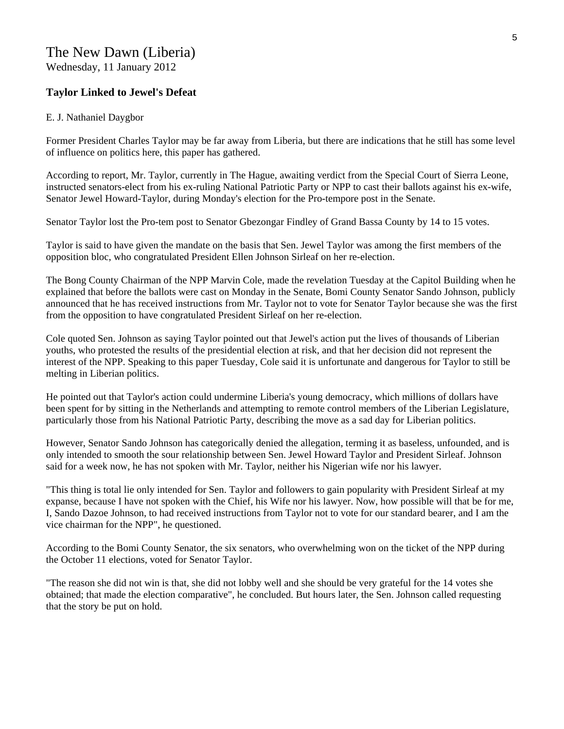# The New Dawn (Liberia)

Wednesday, 11 January 2012

**Taylor Linked to Jewel's Defeat**

E. J. Nathaniel Daygbor

Former President Charles Taylor may be far away from Liberia, but there are indications that he still has some level of influence on politics here, this paper has gathered.

According to report, Mr. Taylor, currently in The Hague, awaiting verdict from the Special Court of Sierra Leone, instructed senators-elect from his ex-ruling National Patriotic Party or NPP to cast their ballots against his ex-wife, Senator Jewel Howard-Taylor, during Monday's election for the Pro-tempore post in the Senate.

Senator Taylor lost the Pro-tem post to Senator Gbezongar Findley of Grand Bassa County by 14 to 15 votes.

Taylor is said to have given the mandate on the basis that Sen. Jewel Taylor was among the first members of the opposition bloc, who congratulated President Ellen Johnson Sirleaf on her re-election.

The Bong County Chairman of the NPP Marvin Cole, made the revelation Tuesday at the Capitol Building when he explained that before the ballots were cast on Monday in the Senate, Bomi County Senator Sando Johnson, publicly announced that he has received instructions from Mr. Taylor not to vote for Senator Taylor because she was the first from the opposition to have congratulated President Sirleaf on her re-election.

Cole quoted Sen. Johnson as saying Taylor pointed out that Jewel's action put the lives of thousands of Liberian youths, who protested the results of the presidential election at risk, and that her decision did not represent the interest of the NPP. Speaking to this paper Tuesday, Cole said it is unfortunate and dangerous for Taylor to still be melting in Liberian politics.

He pointed out that Taylor's action could undermine Liberia's young democracy, which millions of dollars have been spent for by sitting in the Netherlands and attempting to remote control members of the Liberian Legislature, particularly those from his National Patriotic Party, describing the move as a sad day for Liberian politics.

However, Senator Sando Johnson has categorically denied the allegation, terming it as baseless, unfounded, and is only intended to smooth the sour relationship between Sen. Jewel Howard Taylor and President Sirleaf. Johnson said for a week now, he has not spoken with Mr. Taylor, neither his Nigerian wife nor his lawyer.

"This thing is total lie only intended for Sen. Taylor and followers to gain popularity with President Sirleaf at my expanse, because I have not spoken with the Chief, his Wife nor his lawyer. Now, how possible will that be for me, I, Sando Dazoe Johnson, to had received instructions from Taylor not to vote for our standard bearer, and I am the vice chairman for the NPP", he questioned.

According to the Bomi County Senator, the six senators, who overwhelming won on the ticket of the NPP during the October 11 elections, voted for Senator Taylor.

"The reason she did not win is that, she did not lobby well and she should be very grateful for the 14 votes she obtained; that made the election comparative", he concluded. But hours later, the Sen. Johnson called requesting that the story be put on hold.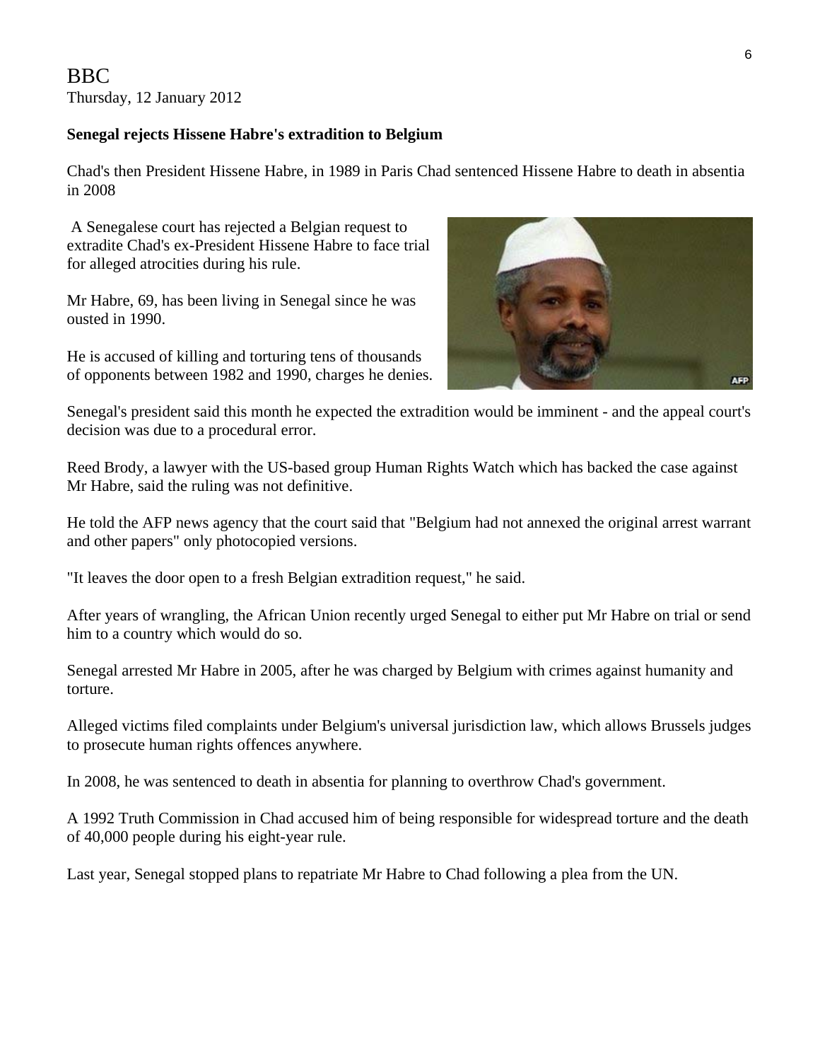BBC
Thursday, 12 January 2012

**Senegal rejects Hissene Habre's extradition to Belgium**

Chad's then President Hissene Habre, in 1989 in Paris Chad sentenced Hissene Habre to death in absentia in 2008

A Senegalese court has rejected a Belgian request to extradite Chad's ex-President Hissene Habre to face trial for alleged atrocities during his rule.

Mr Habre, 69, has been living in Senegal since he was ousted in 1990.

He is accused of killing and torturing tens of thousands of opponents between 1982 and 1990, charges he denies.

Senegal's president said this month he expected the extradition would be imminent - and the appeal court's decision was due to a procedural error.

Reed Brody, a lawyer with the US-based group Human Rights Watch which has backed the case against Mr Habre, said the ruling was not definitive.

He told the AFP news agency that the court said that "Belgium had not annexed the original arrest warrant and other papers" only photocopied versions.

"It leaves the door open to a fresh Belgian extradition request," he said.

After years of wrangling, the African Union recently urged Senegal to either put Mr Habre on trial or send him to a country which would do so.

Senegal arrested Mr Habre in 2005, after he was charged by Belgium with crimes against humanity and torture.

Alleged victims filed complaints under Belgium's universal jurisdiction law, which allows Brussels judges to prosecute human rights offences anywhere.

In 2008, he was sentenced to death in absentia for planning to overthrow Chad's government.

A 1992 Truth Commission in Chad accused him of being responsible for widespread torture and the death of 40,000 people during his eight-year rule.

Last year, Senegal stopped plans to repatriate Mr Habre to Chad following a plea from the UN.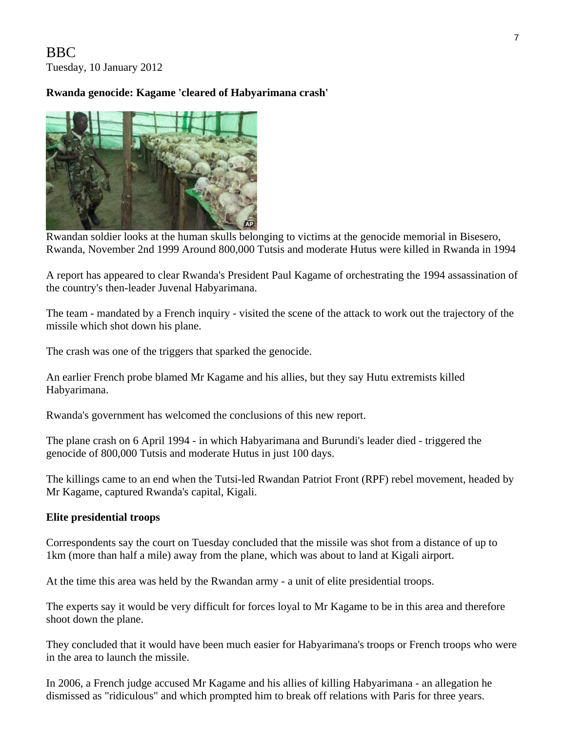BBC
Tuesday, 10 January 2012

**Rwanda genocide: Kagame 'cleared of Habyarimana crash'**

Rwandan soldier looks at the human skulls belonging to victims at the genocide memorial in Bisesero, Rwanda, November 2nd 1999 Around 800,000 Tutsis and moderate Hutus were killed in Rwanda in 1994

A report has appeared to clear Rwanda's President Paul Kagame of orchestrating the 1994 assassination of the country's then-leader Juvenal Habyarimana.

The team - mandated by a French inquiry - visited the scene of the attack to work out the trajectory of the missile which shot down his plane.

The crash was one of the triggers that sparked the genocide.

An earlier French probe blamed Mr Kagame and his allies, but they say Hutu extremists killed Habyarimana.

Rwanda's government has welcomed the conclusions of this new report.

The plane crash on 6 April 1994 - in which Habyarimana and Burundi's leader died - triggered the genocide of 800,000 Tutsis and moderate Hutus in just 100 days.

The killings came to an end when the Tutsi-led Rwandan Patriot Front (RPF) rebel movement, headed by Mr Kagame, captured Rwanda's capital, Kigali.

**Elite presidential troops**

Correspondents say the court on Tuesday concluded that the missile was shot from a distance of up to 1km (more than half a mile) away from the plane, which was about to land at Kigali airport.

At the time this area was held by the Rwandan army - a unit of elite presidential troops.

The experts say it would be very difficult for forces loyal to Mr Kagame to be in this area and therefore shoot down the plane.

They concluded that it would have been much easier for Habyarimana's troops or French troops who were in the area to launch the missile.

In 2006, a French judge accused Mr Kagame and his allies of killing Habyarimana - an allegation he dismissed as "ridiculous" and which prompted him to break off relations with Paris for three years.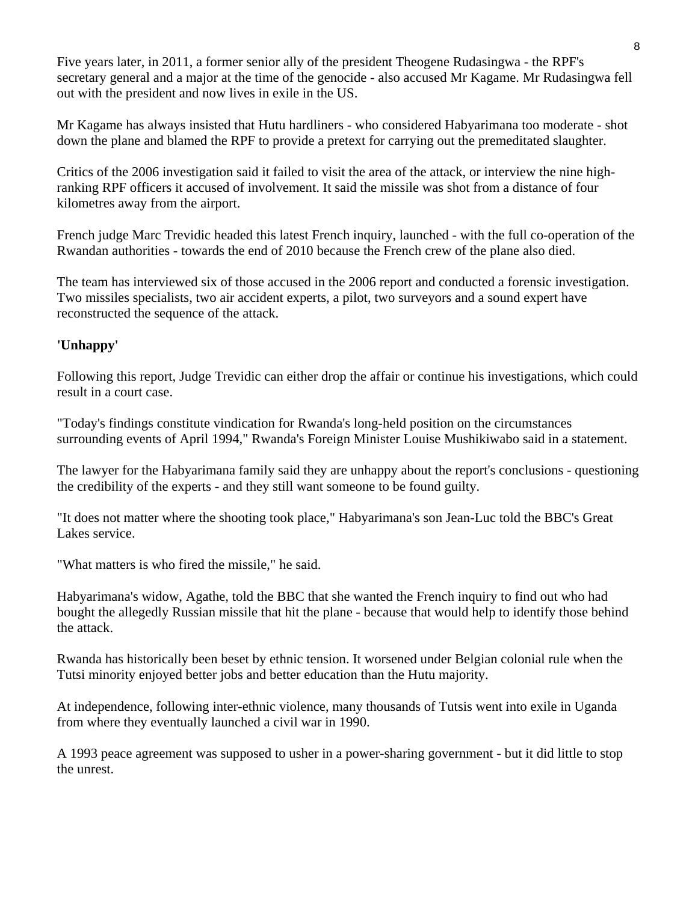Five years later, in 2011, a former senior ally of the president Theogene Rudasingwa - the RPF's secretary general and a major at the time of the genocide - also accused Mr Kagame. Mr Rudasingwa fell out with the president and now lives in exile in the US.

Mr Kagame has always insisted that Hutu hardliners - who considered Habyarimana too moderate - shot down the plane and blamed the RPF to provide a pretext for carrying out the premeditated slaughter.

Critics of the 2006 investigation said it failed to visit the area of the attack, or interview the nine high-ranking RPF officers it accused of involvement. It said the missile was shot from a distance of four kilometres away from the airport.

French judge Marc Trevidic headed this latest French inquiry, launched - with the full co-operation of the Rwandan authorities - towards the end of 2010 because the French crew of the plane also died.

The team has interviewed six of those accused in the 2006 report and conducted a forensic investigation. Two missiles specialists, two air accident experts, a pilot, two surveyors and a sound expert have reconstructed the sequence of the attack.

**'Unhappy'**

Following this report, Judge Trevidic can either drop the affair or continue his investigations, which could result in a court case.

"Today's findings constitute vindication for Rwanda's long-held position on the circumstances surrounding events of April 1994," Rwanda's Foreign Minister Louise Mushikiwabo said in a statement.

The lawyer for the Habyarimana family said they are unhappy about the report's conclusions - questioning the credibility of the experts - and they still want someone to be found guilty.

"It does not matter where the shooting took place," Habyarimana's son Jean-Luc told the BBC's Great Lakes service.

"What matters is who fired the missile," he said.

Habyarimana's widow, Agathe, told the BBC that she wanted the French inquiry to find out who had bought the allegedly Russian missile that hit the plane - because that would help to identify those behind the attack.

Rwanda has historically been beset by ethnic tension. It worsened under Belgian colonial rule when the Tutsi minority enjoyed better jobs and better education than the Hutu majority.

At independence, following inter-ethnic violence, many thousands of Tutsis went into exile in Uganda from where they eventually launched a civil war in 1990.

A 1993 peace agreement was supposed to usher in a power-sharing government - but it did little to stop the unrest.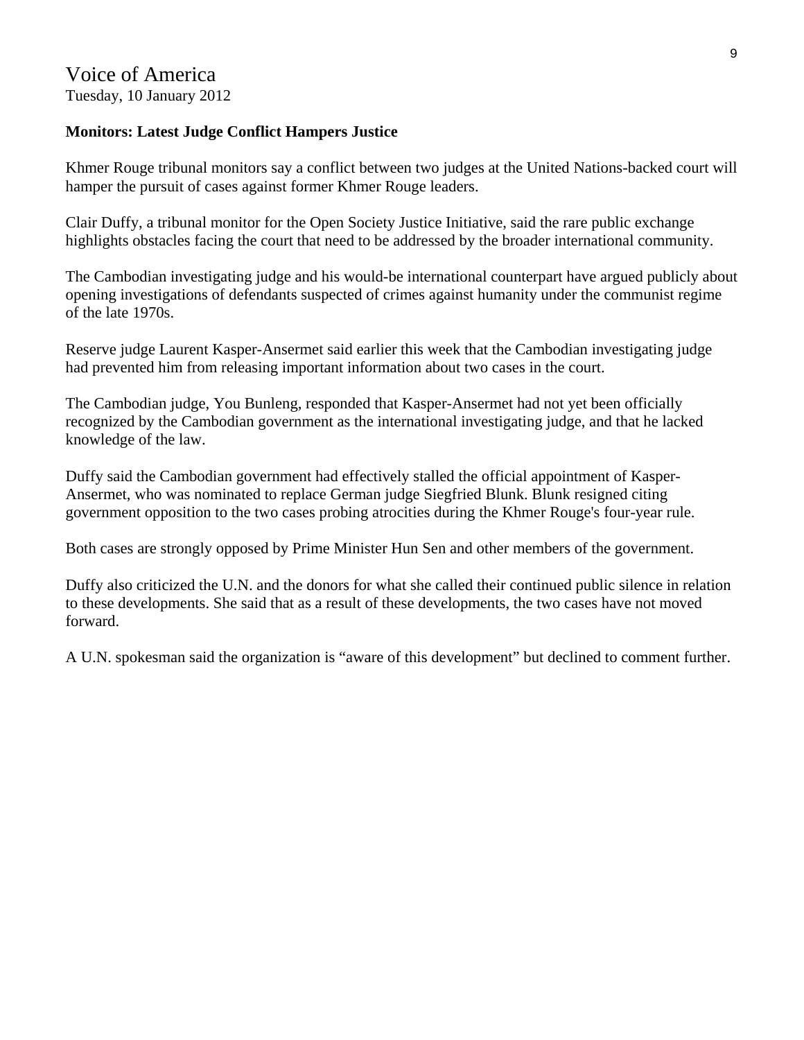# Voice of America

Tuesday, 10 January 2012

**Monitors: Latest Judge Conflict Hampers Justice**

Khmer Rouge tribunal monitors say a conflict between two judges at the United Nations-backed court will hamper the pursuit of cases against former Khmer Rouge leaders.

Clair Duffy, a tribunal monitor for the Open Society Justice Initiative, said the rare public exchange highlights obstacles facing the court that need to be addressed by the broader international community.

The Cambodian investigating judge and his would-be international counterpart have argued publicly about opening investigations of defendants suspected of crimes against humanity under the communist regime of the late 1970s.

Reserve judge Laurent Kasper-Ansermet said earlier this week that the Cambodian investigating judge had prevented him from releasing important information about two cases in the court.

The Cambodian judge, You Bunleng, responded that Kasper-Ansermet had not yet been officially recognized by the Cambodian government as the international investigating judge, and that he lacked knowledge of the law.

Duffy said the Cambodian government had effectively stalled the official appointment of Kasper-Ansermet, who was nominated to replace German judge Siegfried Blunk. Blunk resigned citing government opposition to the two cases probing atrocities during the Khmer Rouge's four-year rule.

Both cases are strongly opposed by Prime Minister Hun Sen and other members of the government.

Duffy also criticized the U.N. and the donors for what she called their continued public silence in relation to these developments. She said that as a result of these developments, the two cases have not moved forward.

A U.N. spokesman said the organization is “aware of this development” but declined to comment further.